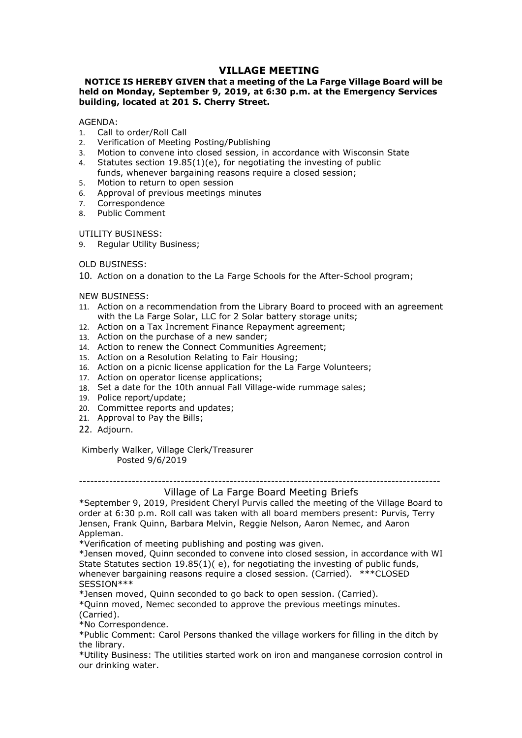## VILLAGE MEETING

**NOTICE IS HEREBY GIVEN that a meeting of the La Farge Village Board will be held on Monday, September 9, 2019, at 6:30 p.m. at the Emergency Services building, located at 201 S. Cherry Street.**

AGENDA:

1. Call to order/Roll Call
2. Verification of Meeting Posting/Publishing
3. Motion to convene into closed session, in accordance with Wisconsin State
4. Statutes section 19.85(1)(e), for negotiating the investing of public funds, whenever bargaining reasons require a closed session;
5. Motion to return to open session
6. Approval of previous meetings minutes
7. Correspondence
8. Public Comment

UTILITY BUSINESS:

9. Regular Utility Business;

OLD BUSINESS:

10. Action on a donation to the La Farge Schools for the After-School program;

NEW BUSINESS:

11. Action on a recommendation from the Library Board to proceed with an agreement with the La Farge Solar, LLC for 2 Solar battery storage units;
12. Action on a Tax Increment Finance Repayment agreement;
13. Action on the purchase of a new sander;
14. Action to renew the Connect Communities Agreement;
15. Action on a Resolution Relating to Fair Housing;
16. Action on a picnic license application for the La Farge Volunteers;
17. Action on operator license applications;
18. Set a date for the 10th annual Fall Village-wide rummage sales;
19. Police report/update;
20. Committee reports and updates;
21. Approval to Pay the Bills;
22. Adjourn.

Kimberly Walker, Village Clerk/Treasurer
Posted 9/6/2019

---

### Village of La Farge Board Meeting Briefs

*September 9, 2019, President Cheryl Purvis called the meeting of the Village Board to order at 6:30 p.m. Roll call was taken with all board members present: Purvis, Terry Jensen, Frank Quinn, Barbara Melvin, Reggie Nelson, Aaron Nemec, and Aaron Appleman.

*Verification of meeting publishing and posting was given.

*Jensen moved, Quinn seconded to convene into closed session, in accordance with WI State Statutes section 19.85(1)( e), for negotiating the investing of public funds, whenever bargaining reasons require a closed session. (Carried). ***CLOSED SESSION***

*Jensen moved, Quinn seconded to go back to open session. (Carried).

*Quinn moved, Nemec seconded to approve the previous meetings minutes. (Carried).

*No Correspondence.

*Public Comment: Carol Persons thanked the village workers for filling in the ditch by the library.

*Utility Business: The utilities started work on iron and manganese corrosion control in our drinking water.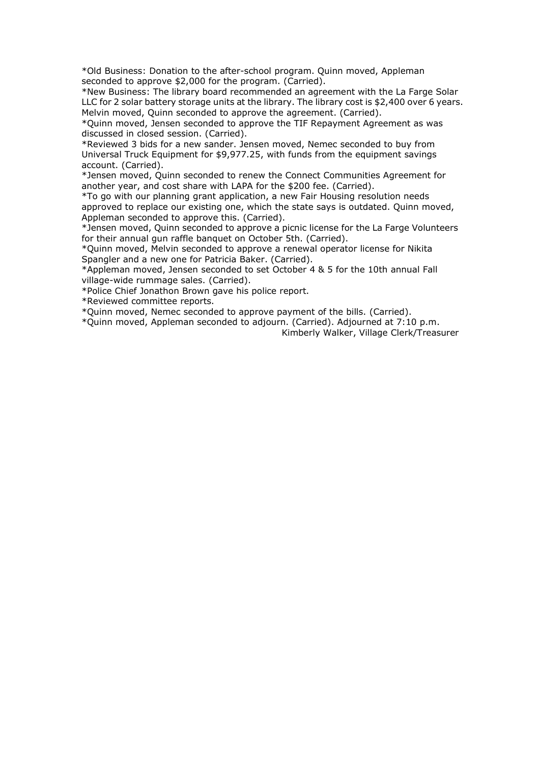*Old Business: Donation to the after-school program. Quinn moved, Appleman seconded to approve $2,000 for the program. (Carried).

*New Business: The library board recommended an agreement with the La Farge Solar LLC for 2 solar battery storage units at the library. The library cost is $2,400 over 6 years. Melvin moved, Quinn seconded to approve the agreement. (Carried).

*Quinn moved, Jensen seconded to approve the TIF Repayment Agreement as was discussed in closed session. (Carried).

*Reviewed 3 bids for a new sander. Jensen moved, Nemec seconded to buy from Universal Truck Equipment for $9,977.25, with funds from the equipment savings account. (Carried).

*Jensen moved, Quinn seconded to renew the Connect Communities Agreement for another year, and cost share with LAPA for the $200 fee. (Carried).

*To go with our planning grant application, a new Fair Housing resolution needs approved to replace our existing one, which the state says is outdated. Quinn moved, Appleman seconded to approve this. (Carried).

*Jensen moved, Quinn seconded to approve a picnic license for the La Farge Volunteers for their annual gun raffle banquet on October 5th. (Carried).

*Quinn moved, Melvin seconded to approve a renewal operator license for Nikita Spangler and a new one for Patricia Baker. (Carried).

*Appleman moved, Jensen seconded to set October 4 & 5 for the 10th annual Fall village-wide rummage sales. (Carried).

*Police Chief Jonathon Brown gave his police report.

*Reviewed committee reports.

*Quinn moved, Nemec seconded to approve payment of the bills. (Carried).

*Quinn moved, Appleman seconded to adjourn. (Carried). Adjourned at 7:10 p.m.

Kimberly Walker, Village Clerk/Treasurer